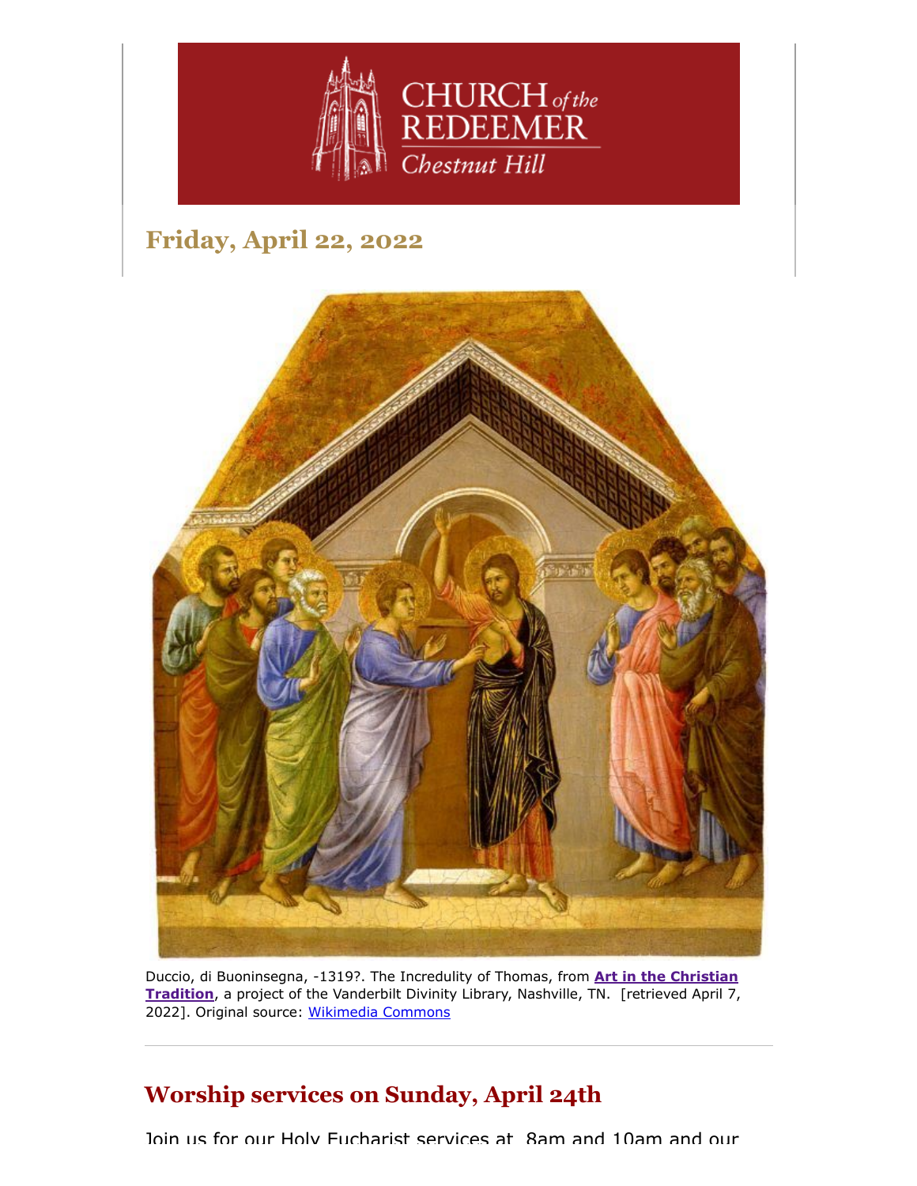# Friday, April 22, 2022

Duccio, di Buoninsegna, -1319?. The Incredulity of Thomas, from **Art in the Christian Tradition**, a project of the Vanderbilt Divinity Library, Nashville, TN. [retrieved April 7, 2022]. Original source: Wikimedia Commons

---

## Worship services on Sunday, April 24th

Join us for our Holy Eucharist services at 8am and 10am and our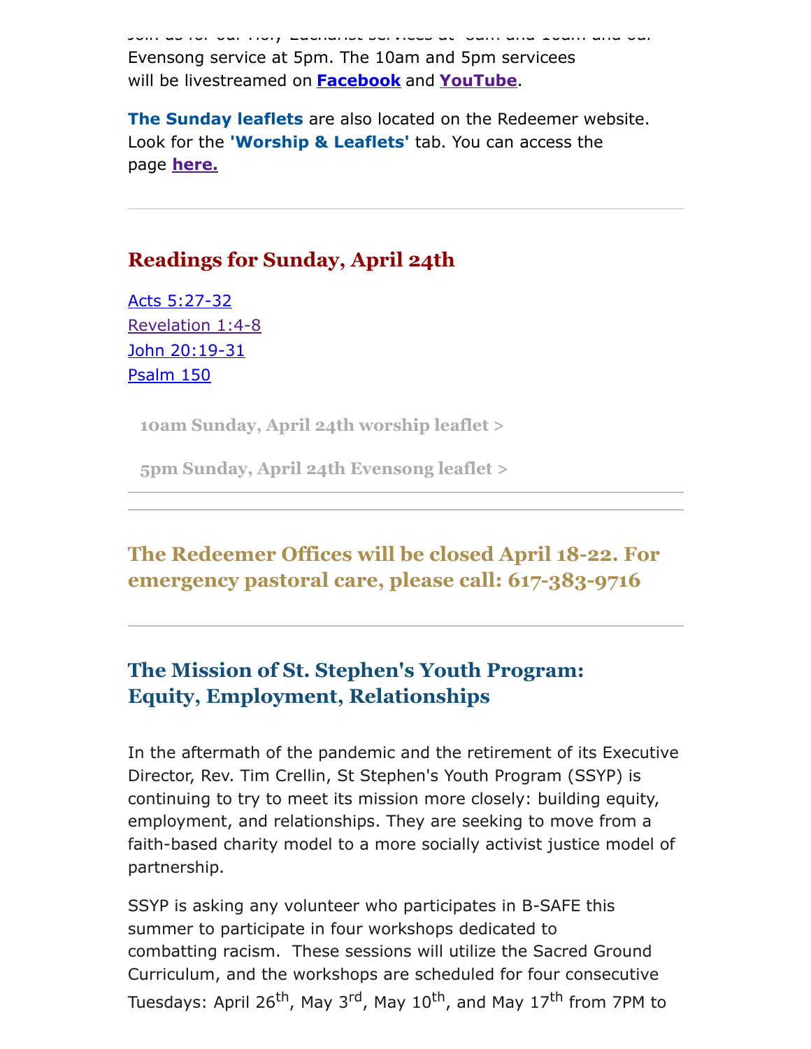Join us for our Holy Eucharist services at 8am and 10am and our Evensong service at 5pm. The 10am and 5pm servicees will be livestreamed on **Facebook** and **YouTube**.

**The Sunday leaflets** are also located on the Redeemer website. Look for the **'Worship & Leaflets'** tab. You can access the page **here.**

---

## Readings for Sunday, April 24th

Acts 5:27-32
Revelation 1:4-8
John 20:19-31
Psalm 150

**10am Sunday, April 24th worship leaflet >**

**5pm Sunday, April 24th Evensong leaflet >**

---

## The Redeemer Offices will be closed April 18-22. For emergency pastoral care, please call: 617-383-9716

---

## The Mission of St. Stephen's Youth Program: Equity, Employment, Relationships

In the aftermath of the pandemic and the retirement of its Executive Director, Rev. Tim Crellin, St Stephen's Youth Program (SSYP) is continuing to try to meet its mission more closely: building equity, employment, and relationships. They are seeking to move from a faith-based charity model to a more socially activist justice model of partnership.

SSYP is asking any volunteer who participates in B-SAFE this summer to participate in four workshops dedicated to combatting racism. These sessions will utilize the Sacred Ground Curriculum, and the workshops are scheduled for four consecutive Tuesdays: April 26th, May 3rd, May 10th, and May 17th from 7PM to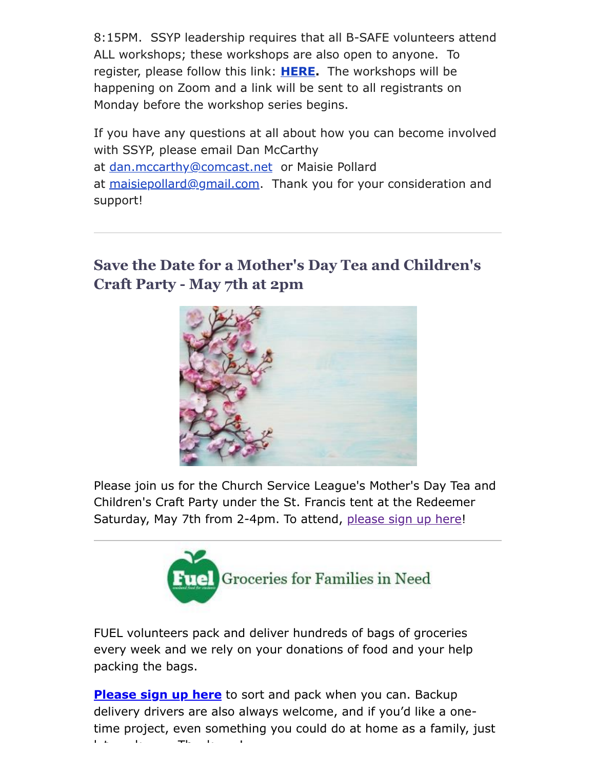8:15PM. SSYP leadership requires that all B-SAFE volunteers attend ALL workshops; these workshops are also open to anyone. To register, please follow this link: **HERE**. The workshops will be happening on Zoom and a link will be sent to all registrants on Monday before the workshop series begins.

If you have any questions at all about how you can become involved with SSYP, please email Dan McCarthy at dan.mccarthy@comcast.net or Maisie Pollard at maisiepollard@gmail.com. Thank you for your consideration and support!

---

## Save the Date for a Mother's Day Tea and Children's Craft Party - May 7th at 2pm

Please join us for the Church Service League's Mother's Day Tea and Children's Craft Party under the St. Francis tent at the Redeemer Saturday, May 7th from 2-4pm. To attend, please sign up here!

---

Fuel Groceries for Families in Need

FUEL volunteers pack and deliver hundreds of bags of groceries every week and we rely on your donations of food and your help packing the bags.

**Please sign up here** to sort and pack when you can. Backup delivery drivers are also always welcome, and if you'd like a one-time project, even something you could do at home as a family, just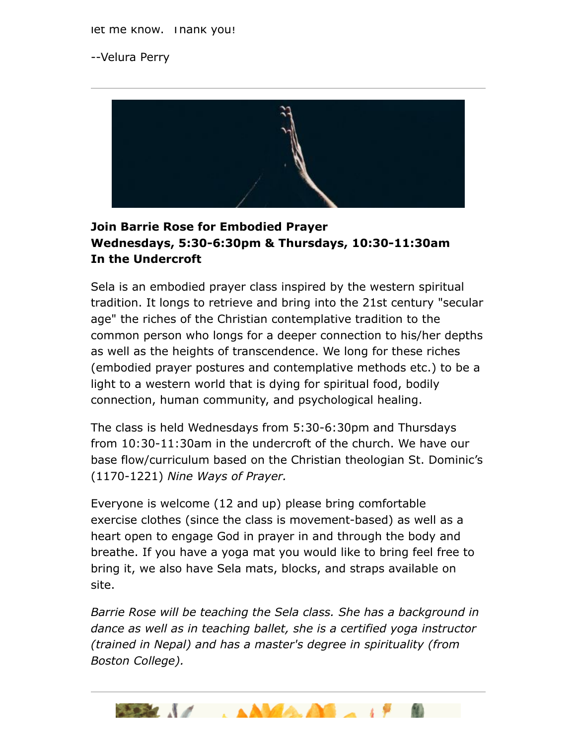let me know. Thank you!

--Velura Perry

---

**Join Barrie Rose for Embodied Prayer**
**Wednesdays, 5:30-6:30pm & Thursdays, 10:30-11:30am**
**In the Undercroft**

Sela is an embodied prayer class inspired by the western spiritual tradition. It longs to retrieve and bring into the 21st century "secular age" the riches of the Christian contemplative tradition to the common person who longs for a deeper connection to his/her depths as well as the heights of transcendence. We long for these riches (embodied prayer postures and contemplative methods etc.) to be a light to a western world that is dying for spiritual food, bodily connection, human community, and psychological healing.

The class is held Wednesdays from 5:30-6:30pm and Thursdays from 10:30-11:30am in the undercroft of the church. We have our base flow/curriculum based on the Christian theologian St. Dominic's (1170-1221) *Nine Ways of Prayer.*

Everyone is welcome (12 and up) please bring comfortable exercise clothes (since the class is movement-based) as well as a heart open to engage God in prayer in and through the body and breathe. If you have a yoga mat you would like to bring feel free to bring it, we also have Sela mats, blocks, and straps available on site.

*Barrie Rose will be teaching the Sela class. She has a background in dance as well as in teaching ballet, she is a certified yoga instructor (trained in Nepal) and has a master's degree in spirituality (from Boston College).*

---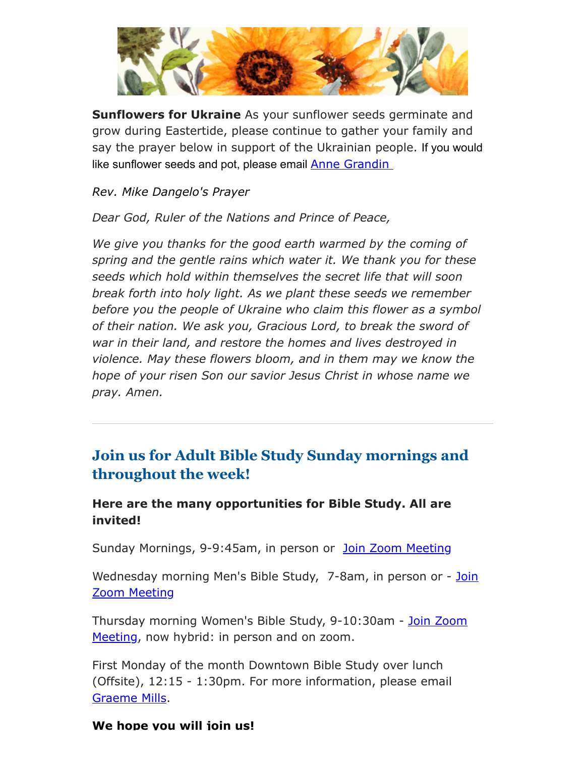**Sunflowers for Ukraine** As your sunflower seeds germinate and grow during Eastertide, please continue to gather your family and say the prayer below in support of the Ukrainian people. If you would like sunflower seeds and pot, please email Anne Grandin

*Rev. Mike Dangelo's Prayer*

*Dear God, Ruler of the Nations and Prince of Peace,*

*We give you thanks for the good earth warmed by the coming of spring and the gentle rains which water it. We thank you for these seeds which hold within themselves the secret life that will soon break forth into holy light. As we plant these seeds we remember before you the people of Ukraine who claim this flower as a symbol of their nation. We ask you, Gracious Lord, to break the sword of war in their land, and restore the homes and lives destroyed in violence. May these flowers bloom, and in them may we know the hope of your risen Son our savior Jesus Christ in whose name we pray. Amen.*

---

## Join us for Adult Bible Study Sunday mornings and throughout the week!

**Here are the many opportunities for Bible Study. All are invited!**

Sunday Mornings, 9-9:45am, in person or Join Zoom Meeting

Wednesday morning Men's Bible Study, 7-8am, in person or - Join Zoom Meeting

Thursday morning Women's Bible Study, 9-10:30am - Join Zoom Meeting, now hybrid: in person and on zoom.

First Monday of the month Downtown Bible Study over lunch (Offsite), 12:15 - 1:30pm. For more information, please email Graeme Mills.

**We hope you will join us!**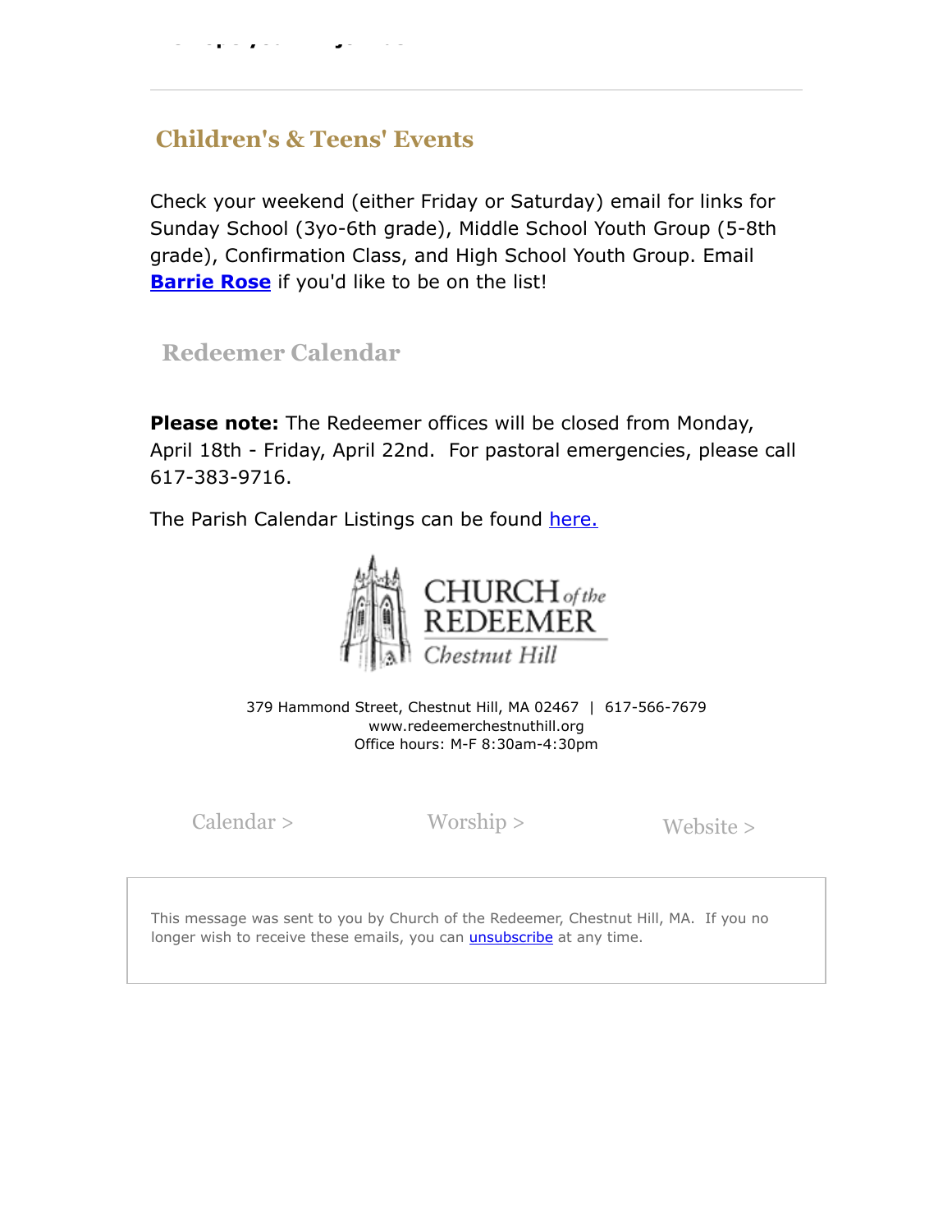## Children's & Teens' Events

Check your weekend (either Friday or Saturday) email for links for Sunday School (3yo-6th grade), Middle School Youth Group (5-8th grade), Confirmation Class, and High School Youth Group. Email **Barrie Rose** if you'd like to be on the list!

## Redeemer Calendar

**Please note:** The Redeemer offices will be closed from Monday, April 18th - Friday, April 22nd. For pastoral emergencies, please call 617-383-9716.

The Parish Calendar Listings can be found here.

CHURCH *of the* REDEEMER
*Chestnut Hill*

379 Hammond Street, Chestnut Hill, MA 02467 | 617-566-7679
www.redeemerchestnuthill.org
Office hours: M-F 8:30am-4:30pm

Calendar > Worship > Website >

This message was sent to you by Church of the Redeemer, Chestnut Hill, MA. If you no longer wish to receive these emails, you can unsubscribe at any time.